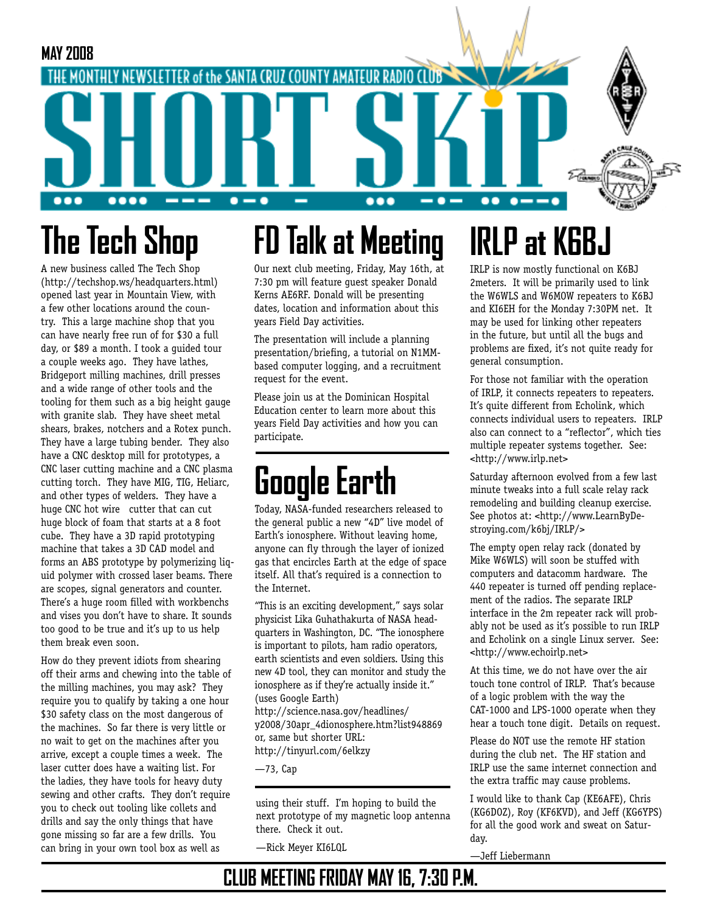MAY 2008

THE MONTHLY NEWSLETTER of the SANTA CRUZ COUNTY AMATEUR RADIO CLUB

# SHORT SKiP

## The Tech Shop

A new business called The Tech Shop (http://techshop.ws/headquarters.html) opened last year in Mountain View, with a few other locations around the country. This a large machine shop that you can have nearly free run of for $30 a full day, or $89 a month. I took a guided tour a couple weeks ago. They have lathes, Bridgeport milling machines, drill presses and a wide range of other tools and the tooling for them such as a big height gauge with granite slab. They have sheet metal shears, brakes, notchers and a Rotex punch. They have a large tubing bender. They also have a CNC desktop mill for prototypes, a CNC laser cutting machine and a CNC plasma cutting torch. They have MIG, TIG, Heliarc, and other types of welders. They have a huge CNC hot wire cutter that can cut huge block of foam that starts at a 8 foot cube. They have a 3D rapid prototyping machine that takes a 3D CAD model and forms an ABS prototype by polymerizing liquid polymer with crossed laser beams. There are scopes, signal generators and counter. There's a huge room filled with workbenchs and vises you don't have to share. It sounds too good to be true and it's up to us help them break even soon.

How do they prevent idiots from shearing off their arms and chewing into the table of the milling machines, you may ask? They require you to qualify by taking a one hour $30 safety class on the most dangerous of the machines. So far there is very little or no wait to get on the machines after you arrive, except a couple times a week. The laser cutter does have a waiting list. For the ladies, they have tools for heavy duty sewing and other crafts. They don't require you to check out tooling like collets and drills and say the only things that have gone missing so far are a few drills. You can bring in your own tool box as well as using their stuff. I'm hoping to build the next prototype of my magnetic loop antenna there. Check it out.

—Rick Meyer KI6LQL

## FD Talk at Meeting

Our next club meeting, Friday, May 16th, at 7:30 pm will feature guest speaker Donald Kerns AE6RF. Donald will be presenting dates, location and information about this years Field Day activities.

The presentation will include a planning presentation/briefing, a tutorial on N1MM-based computer logging, and a recruitment request for the event.

Please join us at the Dominican Hospital Education center to learn more about this years Field Day activities and how you can participate.

## Google Earth

Today, NASA-funded researchers released to the general public a new "4D" live model of Earth's ionosphere. Without leaving home, anyone can fly through the layer of ionized gas that encircles Earth at the edge of space itself. All that's required is a connection to the Internet.

"This is an exciting development," says solar physicist Lika Guhathakurta of NASA headquarters in Washington, DC. "The ionosphere is important to pilots, ham radio operators, earth scientists and even soldiers. Using this new 4D tool, they can monitor and study the ionosphere as if they're actually inside it." (uses Google Earth)
http://science.nasa.gov/headlines/y2008/30apr_4dionosphere.htm?list948869
or, same but shorter URL:
http://tinyurl.com/6elkzy

—73, Cap

## IRLP at K6BJ

IRLP is now mostly functional on K6BJ 2meters. It will be primarily used to link the W6WLS and W6MOW repeaters to K6BJ and KI6EH for the Monday 7:30PM net. It may be used for linking other repeaters in the future, but until all the bugs and problems are fixed, it's not quite ready for general consumption.

For those not familiar with the operation of IRLP, it connects repeaters to repeaters. It's quite different from Echolink, which connects individual users to repeaters. IRLP also can connect to a "reflector", which ties multiple repeater systems together. See: <http://www.irlp.net>

Saturday afternoon evolved from a few last minute tweaks into a full scale relay rack remodeling and building cleanup exercise. See photos at: <http://www.LearnByDestroying.com/k6bj/IRLP/>

The empty open relay rack (donated by Mike W6WLS) will soon be stuffed with computers and datacomm hardware. The 440 repeater is turned off pending replacement of the radios. The separate IRLP interface in the 2m repeater rack will probably not be used as it's possible to run IRLP and Echolink on a single Linux server. See: <http://www.echoirlp.net>

At this time, we do not have over the air touch tone control of IRLP. That's because of a logic problem with the way the CAT-1000 and LPS-1000 operate when they hear a touch tone digit. Details on request.

Please do NOT use the remote HF station during the club net. The HF station and IRLP use the same internet connection and the extra traffic may cause problems.

I would like to thank Cap (KE6AFE), Chris (KG6DOZ), Roy (KF6KVD), and Jeff (KG6YPS) for all the good work and sweat on Saturday.

—Jeff Liebermann

**CLUB MEETING FRIDAY MAY 16, 7:30 P.M.**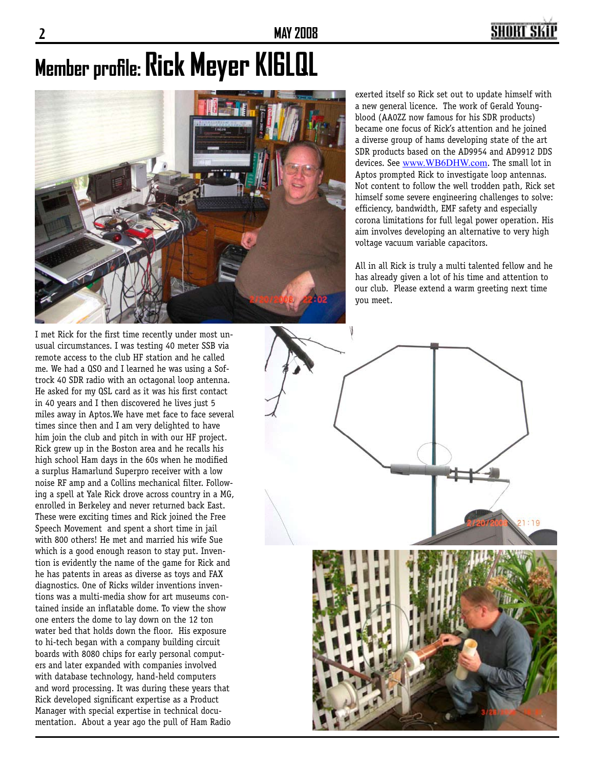# Member profile: Rick Meyer KI6LQL

I met Rick for the first time recently under most unusual circumstances. I was testing 40 meter SSB via remote access to the club HF station and he called me. We had a QSO and I learned he was using a Softrock 40 SDR radio with an octagonal loop antenna. He asked for my QSL card as it was his first contact in 40 years and I then discovered he lives just 5 miles away in Aptos.We have met face to face several times since then and I am very delighted to have him join the club and pitch in with our HF project. Rick grew up in the Boston area and he recalls his high school Ham days in the 60s when he modified a surplus Hamarlund Superpro receiver with a low noise RF amp and a Collins mechanical filter. Following a spell at Yale Rick drove across country in a MG, enrolled in Berkeley and never returned back East. These were exciting times and Rick joined the Free Speech Movement and spent a short time in jail with 800 others! He met and married his wife Sue which is a good enough reason to stay put. Invention is evidently the name of the game for Rick and he has patents in areas as diverse as toys and FAX diagnostics. One of Ricks wilder inventions inventions was a multi-media show for art museums contained inside an inflatable dome. To view the show one enters the dome to lay down on the 12 ton water bed that holds down the floor. His exposure to hi-tech began with a company building circuit boards with 8080 chips for early personal computers and later expanded with companies involved with database technology, hand-held computers and word processing. It was during these years that Rick developed significant expertise as a Product Manager with special expertise in technical documentation. About a year ago the pull of Ham Radio exerted itself so Rick set out to update himself with a new general licence. The work of Gerald Youngblood (AA0ZZ now famous for his SDR products) became one focus of Rick's attention and he joined a diverse group of hams developing state of the art SDR products based on the AD9954 and AD9912 DDS devices. See www.WB6DHW.com. The small lot in Aptos prompted Rick to investigate loop antennas. Not content to follow the well trodden path, Rick set himself some severe engineering challenges to solve: efficiency, bandwidth, EMF safety and especially corona limitations for full legal power operation. His aim involves developing an alternative to very high voltage vacuum variable capacitors.

All in all Rick is truly a multi talented fellow and he has already given a lot of his time and attention to our club. Please extend a warm greeting next time you meet.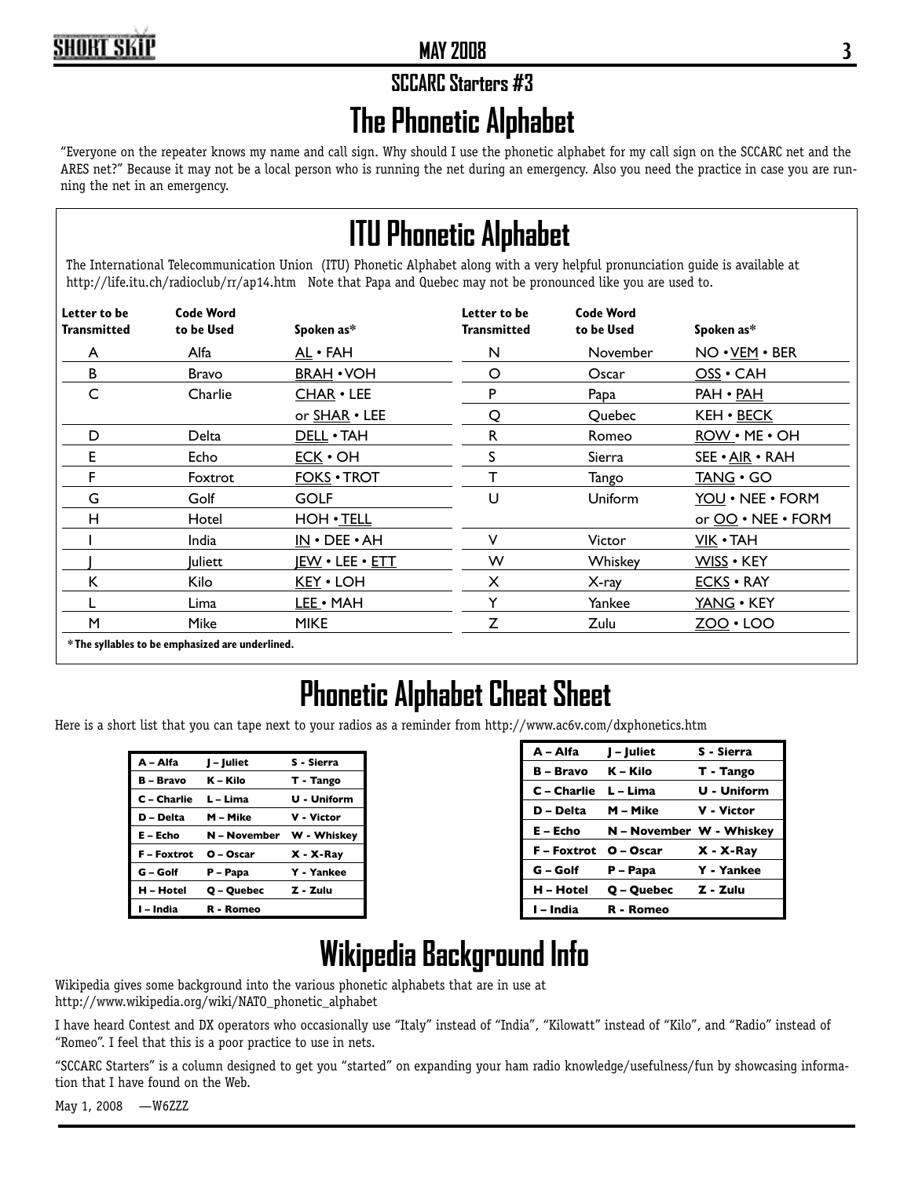## SCCARC Starters #3

# The Phonetic Alphabet

"Everyone on the repeater knows my name and call sign. Why should I use the phonetic alphabet for my call sign on the SCCARC net and the ARES net?" Because it may not be a local person who is running the net during an emergency. Also you need the practice in case you are running the net in an emergency.

## ITU Phonetic Alphabet

The International Telecommunication Union (ITU) Phonetic Alphabet along with a very helpful pronunciation guide is available at http://life.itu.ch/radioclub/rr/ap14.htm Note that Papa and Quebec may not be pronounced like you are used to.

| Letter to be Transmitted | Code Word to be Used | Spoken as* | Letter to be Transmitted | Code Word to be Used | Spoken as* |
|---|---|---|---|---|---|
| A | Alfa | AL • FAH | N | November | NO • VEM • BER |
| B | Bravo | BRAH • VOH | O | Oscar | OSS • CAH |
| C | Charlie | CHAR • LEE or SHAR • LEE | P | Papa | PAH • PAH |
| | | | Q | Quebec | KEH • BECK |
| D | Delta | DELL • TAH | R | Romeo | ROW • ME • OH |
| E | Echo | ECK • OH | S | Sierra | SEE • AIR • RAH |
| F | Foxtrot | FOKS • TROT | T | Tango | TANG • GO |
| G | Golf | GOLF | U | Uniform | YOU • NEE • FORM or OO • NEE • FORM |
| H | Hotel | HOH • TELL | | | |
| I | India | IN • DEE • AH | V | Victor | VIK • TAH |
| J | Juliett | JEW • LEE • ETT | W | Whiskey | WISS • KEY |
| K | Kilo | KEY • LOH | X | X-ray | ECKS • RAY |
| L | Lima | LEE • MAH | Y | Yankee | YANG • KEY |
| M | Mike | MIKE | Z | Zulu | ZOO • LOO |

**\* The syllables to be emphasized are underlined.**

# Phonetic Alphabet Cheat Sheet

Here is a short list that you can tape next to your radios as a reminder from http://www.ac6v.com/dxphonetics.htm

| | | |
|---|---|---|
| A – Alfa | J – Juliet | S - Sierra |
| B – Bravo | K – Kilo | T - Tango |
| C – Charlie | L – Lima | U - Uniform |
| D – Delta | M – Mike | V - Victor |
| E – Echo | N – November | W - Whiskey |
| F – Foxtrot | O – Oscar | X - X-Ray |
| G – Golf | P – Papa | Y - Yankee |
| H – Hotel | Q – Quebec | Z - Zulu |
| I – India | R - Romeo | |

| | | |
|---|---|---|
| A – Alfa | J – Juliet | S - Sierra |
| B – Bravo | K – Kilo | T - Tango |
| C – Charlie | L – Lima | U - Uniform |
| D – Delta | M – Mike | V - Victor |
| E – Echo | N – November | W - Whiskey |
| F – Foxtrot | O – Oscar | X - X-Ray |
| G – Golf | P – Papa | Y - Yankee |
| H – Hotel | Q – Quebec | Z - Zulu |
| I – India | R - Romeo | |

# Wikipedia Background Info

Wikipedia gives some background into the various phonetic alphabets that are in use at http://www.wikipedia.org/wiki/NATO_phonetic_alphabet

I have heard Contest and DX operators who occasionally use "Italy" instead of "India", "Kilowatt" instead of "Kilo", and "Radio" instead of "Romeo". I feel that this is a poor practice to use in nets.

"SCCARC Starters" is a column designed to get you "started" on expanding your ham radio knowledge/usefulness/fun by showcasing information that I have found on the Web.

May 1, 2008 —W6ZZZ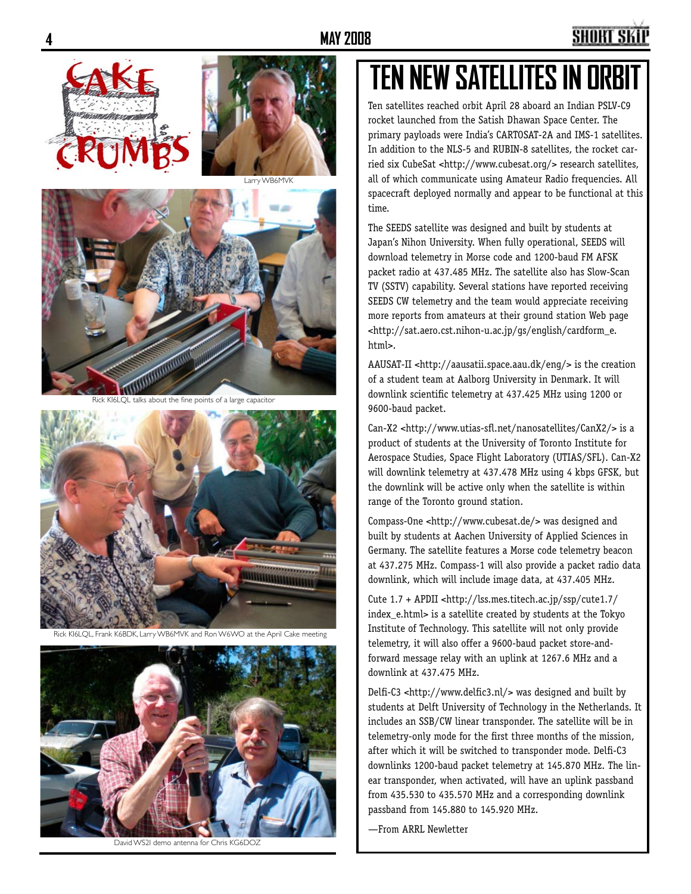Cake Crumbs

Larry WB6MVK

Rick KI6LQL talks about the fine points of a large capacitor

Rick KI6LQL, Frank K6BDK, Larry WB6MVK and Ron W6WO at the April Cake meeting

David WS2I demo antenna for Chris KG6DOZ

# TEN NEW SATELLITES IN ORBIT

Ten satellites reached orbit April 28 aboard an Indian PSLV-C9 rocket launched from the Satish Dhawan Space Center. The primary payloads were India's CARTOSAT-2A and IMS-1 satellites. In addition to the NLS-5 and RUBIN-8 satellites, the rocket carried six CubeSat <http://www.cubesat.org/> research satellites, all of which communicate using Amateur Radio frequencies. All spacecraft deployed normally and appear to be functional at this time.

The SEEDS satellite was designed and built by students at Japan's Nihon University. When fully operational, SEEDS will download telemetry in Morse code and 1200-baud FM AFSK packet radio at 437.485 MHz. The satellite also has Slow-Scan TV (SSTV) capability. Several stations have reported receiving SEEDS CW telemetry and the team would appreciate receiving more reports from amateurs at their ground station Web page <http://sat.aero.cst.nihon-u.ac.jp/gs/english/cardform_e.html>.

AAUSAT-II <http://aausatii.space.aau.dk/eng/> is the creation of a student team at Aalborg University in Denmark. It will downlink scientific telemetry at 437.425 MHz using 1200 or 9600-baud packet.

Can-X2 <http://www.utias-sfl.net/nanosatellites/CanX2/> is a product of students at the University of Toronto Institute for Aerospace Studies, Space Flight Laboratory (UTIAS/SFL). Can-X2 will downlink telemetry at 437.478 MHz using 4 kbps GFSK, but the downlink will be active only when the satellite is within range of the Toronto ground station.

Compass-One <http://www.cubesat.de/> was designed and built by students at Aachen University of Applied Sciences in Germany. The satellite features a Morse code telemetry beacon at 437.275 MHz. Compass-1 will also provide a packet radio data downlink, which will include image data, at 437.405 MHz.

Cute 1.7 + APDII <http://lss.mes.titech.ac.jp/ssp/cute1.7/index_e.html> is a satellite created by students at the Tokyo Institute of Technology. This satellite will not only provide telemetry, it will also offer a 9600-baud packet store-and-forward message relay with an uplink at 1267.6 MHz and a downlink at 437.475 MHz.

Delfi-C3 <http://www.delfic3.nl/> was designed and built by students at Delft University of Technology in the Netherlands. It includes an SSB/CW linear transponder. The satellite will be in telemetry-only mode for the first three months of the mission, after which it will be switched to transponder mode. Delfi-C3 downlinks 1200-baud packet telemetry at 145.870 MHz. The linear transponder, when activated, will have an uplink passband from 435.530 to 435.570 MHz and a corresponding downlink passband from 145.880 to 145.920 MHz.

—From ARRL Newletter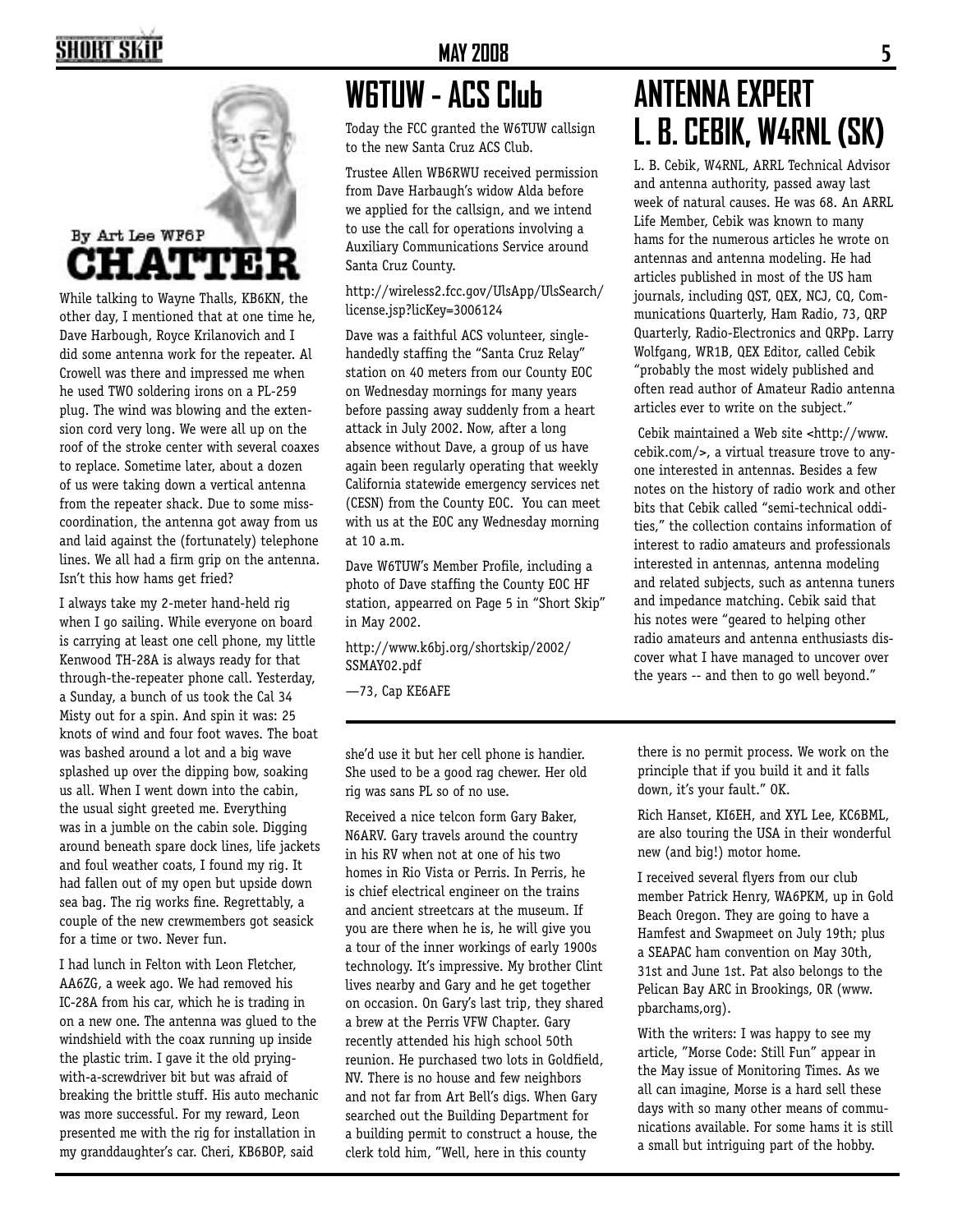By Art Lee WF6P

# CHATTER

While talking to Wayne Thalls, KB6KN, the other day, I mentioned that at one time he, Dave Harbough, Royce Krilanovich and I did some antenna work for the repeater. Al Crowell was there and impressed me when he used TWO soldering irons on a PL-259 plug. The wind was blowing and the extension cord very long. We were all up on the roof of the stroke center with several coaxes to replace. Sometime later, about a dozen of us were taking down a vertical antenna from the repeater shack. Due to some miss-coordination, the antenna got away from us and laid against the (fortunately) telephone lines. We all had a firm grip on the antenna. Isn't this how hams get fried?

I always take my 2-meter hand-held rig when I go sailing. While everyone on board is carrying at least one cell phone, my little Kenwood TH-28A is always ready for that through-the-repeater phone call. Yesterday, a Sunday, a bunch of us took the Cal 34 Misty out for a spin. And spin it was: 25 knots of wind and four foot waves. The boat was bashed around a lot and a big wave splashed up over the dipping bow, soaking us all. When I went down into the cabin, the usual sight greeted me. Everything was in a jumble on the cabin sole. Digging around beneath spare dock lines, life jackets and foul weather coats, I found my rig. It had fallen out of my open but upside down sea bag. The rig works fine. Regrettably, a couple of the new crewmembers got seasick for a time or two. Never fun.

I had lunch in Felton with Leon Fletcher, AA6ZG, a week ago. We had removed his IC-28A from his car, which he is trading in on a new one. The antenna was glued to the windshield with the coax running up inside the plastic trim. I gave it the old prying-with-a-screwdriver bit but was afraid of breaking the brittle stuff. His auto mechanic was more successful. For my reward, Leon presented me with the rig for installation in my granddaughter's car. Cheri, KB6BOP, said she'd use it but her cell phone is handier. She used to be a good rag chewer. Her old rig was sans PL so of no use.

Received a nice telcon form Gary Baker, N6ARV. Gary travels around the country in his RV when not at one of his two homes in Rio Vista or Perris. In Perris, he is chief electrical engineer on the trains and ancient streetcars at the museum. If you are there when he is, he will give you a tour of the inner workings of early 1900s technology. It's impressive. My brother Clint lives nearby and Gary and he get together on occasion. On Gary's last trip, they shared a brew at the Perris VFW Chapter. Gary recently attended his high school 50th reunion. He purchased two lots in Goldfield, NV. There is no house and few neighbors and not far from Art Bell's digs. When Gary searched out the Building Department for a building permit to construct a house, the clerk told him, "Well, here in this county there is no permit process. We work on the principle that if you build it and it falls down, it's your fault." OK.

Rich Hanset, KI6EH, and XYL Lee, KC6BML, are also touring the USA in their wonderful new (and big!) motor home.

I received several flyers from our club member Patrick Henry, WA6PKM, up in Gold Beach Oregon. They are going to have a Hamfest and Swapmeet on July 19th; plus a SEAPAC ham convention on May 30th, 31st and June 1st. Pat also belongs to the Pelican Bay ARC in Brookings, OR (www.pbarchams,org).

With the writers: I was happy to see my article, "Morse Code: Still Fun" appear in the May issue of Monitoring Times. As we all can imagine, Morse is a hard sell these days with so many other means of communications available. For some hams it is still a small but intriguing part of the hobby.

# W6TUW - ACS Club

Today the FCC granted the W6TUW callsign to the new Santa Cruz ACS Club.

Trustee Allen WB6RWU received permission from Dave Harbaugh's widow Alda before we applied for the callsign, and we intend to use the call for operations involving a Auxiliary Communications Service around Santa Cruz County.

http://wireless2.fcc.gov/UlsApp/UlsSearch/license.jsp?licKey=3006124

Dave was a faithful ACS volunteer, single-handedly staffing the "Santa Cruz Relay" station on 40 meters from our County EOC on Wednesday mornings for many years before passing away suddenly from a heart attack in July 2002. Now, after a long absence without Dave, a group of us have again been regularly operating that weekly California statewide emergency services net (CESN) from the County EOC. You can meet with us at the EOC any Wednesday morning at 10 a.m.

Dave W6TUW's Member Profile, including a photo of Dave staffing the County EOC HF station, appearred on Page 5 in "Short Skip" in May 2002.

http://www.k6bj.org/shortskip/2002/SSMAY02.pdf

—73, Cap KE6AFE

# ANTENNA EXPERT L. B. CEBIK, W4RNL (SK)

L. B. Cebik, W4RNL, ARRL Technical Advisor and antenna authority, passed away last week of natural causes. He was 68. An ARRL Life Member, Cebik was known to many hams for the numerous articles he wrote on antennas and antenna modeling. He had articles published in most of the US ham journals, including QST, QEX, NCJ, CQ, Communications Quarterly, Ham Radio, 73, QRP Quarterly, Radio-Electronics and QRPp. Larry Wolfgang, WR1B, QEX Editor, called Cebik "probably the most widely published and often read author of Amateur Radio antenna articles ever to write on the subject."

Cebik maintained a Web site <http://www.cebik.com/>, a virtual treasure trove to anyone interested in antennas. Besides a few notes on the history of radio work and other bits that Cebik called "semi-technical oddities," the collection contains information of interest to radio amateurs and professionals interested in antennas, antenna modeling and related subjects, such as antenna tuners and impedance matching. Cebik said that his notes were "geared to helping other radio amateurs and antenna enthusiasts discover what I have managed to uncover over the years -- and then to go well beyond."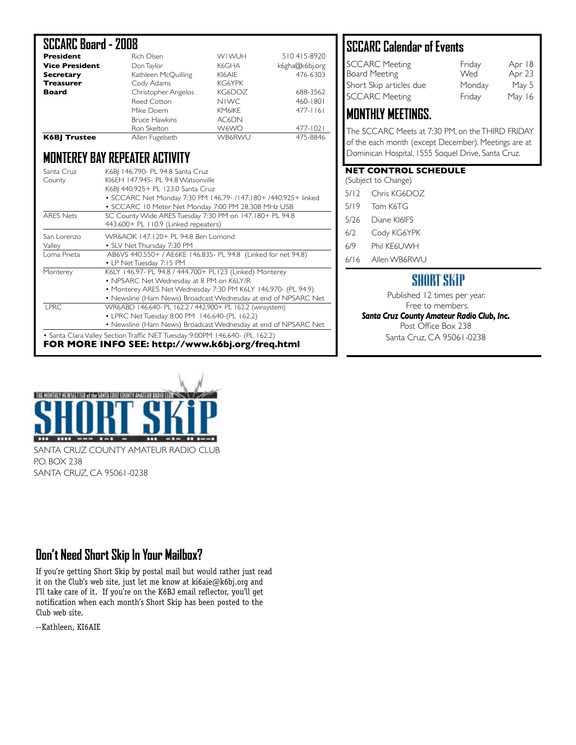## SCCARC Board - 2008

| | | | |
|---|---|---|---|
| **President** | Rich Olsen | W1WUH | 510 415-8920 |
| **Vice President** | Don Taylor | K6GHA | k6gha@k6bj.org |
| **Secretary** | Kathleen McQuilling | KI6AIE | 476-6303 |
| **Treasurer** | Cody Adams | KG6YPK | |
| **Board** | Christopher Angelos | KG6DOZ | 688-3562 |
| | Reed Cotton | N1WC | 460-1801 |
| | Mike Doern | KM6IKE | 477-1161 |
| | Bruce Hawkins | AC6DN | |
| | Ron Skelton | W6WO | 477-1021 |
| **K6BJ Trustee** | Allen Fugelseth | WB6RWU | 475-8846 |

## MONTEREY BAY REPEATER ACTIVITY

| | |
|---|---|
| Santa Cruz County | K6BJ 146.790- PL 94.8 Santa Cruz<br>KI6EH 147.945- PL 94.8 Watsonville<br>K6BJ 440.925+ PL 123.0 Santa Cruz<br>• SCCARC Net Monday 7:30 PM 146.79- /147.180+ /440.925+ linked<br>• SCCARC 10 Meter Net Monday 7:00 PM 28.308 MHz USB |
| ARES Nets | SC County Wide ARES Tuesday 7:30 PM on 147.180+ PL 94.8<br>443.600+ PL 110.9 (Linked repeaters) |
| San Lorenzo Valley | WR6AOK 147.120+ PL 94.8 Ben Lomond<br>• SLV Net Thursday 7:30 PM |
| Loma Prieta | AB6VS 440.550+ / AE6KE 146.835- PL 94.8 (Linked for net 94.8)<br>• LP Net Tuesday 7:15 PM |
| Monterey | K6LY 146.97- PL 94.8 / 444.700+ PL123 (Linked) Monterey<br>• NPSARC Net Wednesday at 8 PM on K6LY/R<br>• Monterey ARES Net Wednesday 7:30 PM K6LY 146.970- (PL 94.9)<br>• Newsline (Ham News) Broadcast Wednesday at end of NPSARC Net |
| LPRC | WR6ABD 146.640- PL 162.2 / 442.900+ PL 162.2 (winsystem)<br>• LPRC Net Tuesday 8:00 PM 146.640-(PL 162.2)<br>• Newsline (Ham News) Broadcast Wednesday at end of NPSARC Net |

• Santa Clara Valley Section Traffic NET Tuesday 9:00PM 146.640- (PL 162.2)

**FOR MORE INFO SEE: http://www.k6bj.org/freq.html**

## SCCARC Calendar of Events

| | | |
|---|---|---|
| SCCARC Meeting | Friday | Apr 18 |
| Board Meeting | Wed | Apr 23 |
| Short Skip articles due | Monday | May 5 |
| SCCARC Meeting | Friday | May 16 |

## MONTHLY MEETINGS.

The SCCARC Meets at 7:30 PM, on the THIRD FRIDAY of the each month (except December). Meetings are at Dominican Hospital, 1555 Soquel Drive, Santa Cruz.

### NET CONTROL SCHEDULE

(Subject to Change)

| | |
|---|---|
| 5/12 | Chris KG6DOZ |
| 5/19 | Tom K6TG |
| 5/26 | Diane KI6IFS |
| 6/2 | Cody KG6YPK |
| 6/9 | Phil KE6UWH |
| 6/16 | Allen WB6RWU |

## SHORT SKIP

Published 12 times per year.
Free to members.
***Santa Cruz County Amateur Radio Club, Inc.***
Post Office Box 238
Santa Cruz, CA 95061-0238

THE MONTHLY NEWSLETTER of the SANTA CRUZ COUNTY AMATEUR RADIO CLUB

SHORT SKIP

SANTA CRUZ COUNTY AMATEUR RADIO CLUB
P.O. BOX 238
SANTA CRUZ, CA 95061-0238

## Don't Need Short Skip In Your Mailbox?

If you're getting Short Skip by postal mail but would rather just read it on the Club's web site, just let me know at ki6aie@k6bj.org and I'll take care of it. If you're on the K6BJ email reflector, you'll get notification when each month's Short Skip has been posted to the Club web site.

--Kathleen, KI6AIE